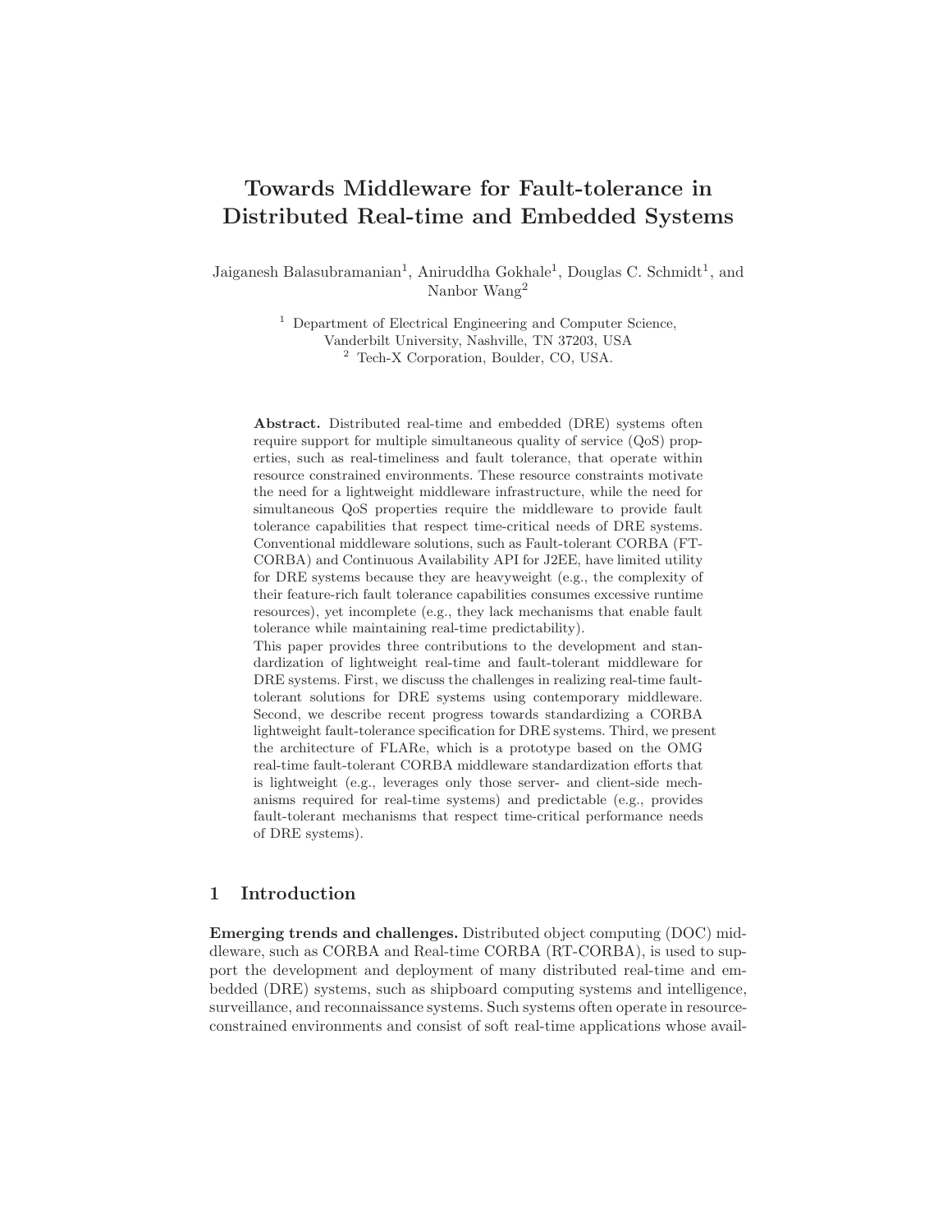# Towards Middleware for Fault-tolerance in Distributed Real-time and Embedded Systems

Jaiganesh Balasubramanian[1], Aniruddha Gokhale[1], Douglas C. Schmidt[1], and Nanbor Wang[2]

[1] Department of Electrical Engineering and Computer Science, Vanderbilt University, Nashville, TN 37203, USA
[2] Tech-X Corporation, Boulder, CO, USA.

**Abstract.** Distributed real-time and embedded (DRE) systems often require support for multiple simultaneous quality of service (QoS) properties, such as real-timeliness and fault tolerance, that operate within resource constrained environments. These resource constraints motivate the need for a lightweight middleware infrastructure, while the need for simultaneous QoS properties require the middleware to provide fault tolerance capabilities that respect time-critical needs of DRE systems. Conventional middleware solutions, such as Fault-tolerant CORBA (FT-CORBA) and Continuous Availability API for J2EE, have limited utility for DRE systems because they are heavyweight (e.g., the complexity of their feature-rich fault tolerance capabilities consumes excessive runtime resources), yet incomplete (e.g., they lack mechanisms that enable fault tolerance while maintaining real-time predictability).
This paper provides three contributions to the development and standardization of lightweight real-time and fault-tolerant middleware for DRE systems. First, we discuss the challenges in realizing real-time fault-tolerant solutions for DRE systems using contemporary middleware. Second, we describe recent progress towards standardizing a CORBA lightweight fault-tolerance specification for DRE systems. Third, we present the architecture of FLARe, which is a prototype based on the OMG real-time fault-tolerant CORBA middleware standardization efforts that is lightweight (e.g., leverages only those server- and client-side mechanisms required for real-time systems) and predictable (e.g., provides fault-tolerant mechanisms that respect time-critical performance needs of DRE systems).

## 1 Introduction

**Emerging trends and challenges.** Distributed object computing (DOC) middleware, such as CORBA and Real-time CORBA (RT-CORBA), is used to support the development and deployment of many distributed real-time and embedded (DRE) systems, such as shipboard computing systems and intelligence, surveillance, and reconnaissance systems. Such systems often operate in resource-constrained environments and consist of soft real-time applications whose avail-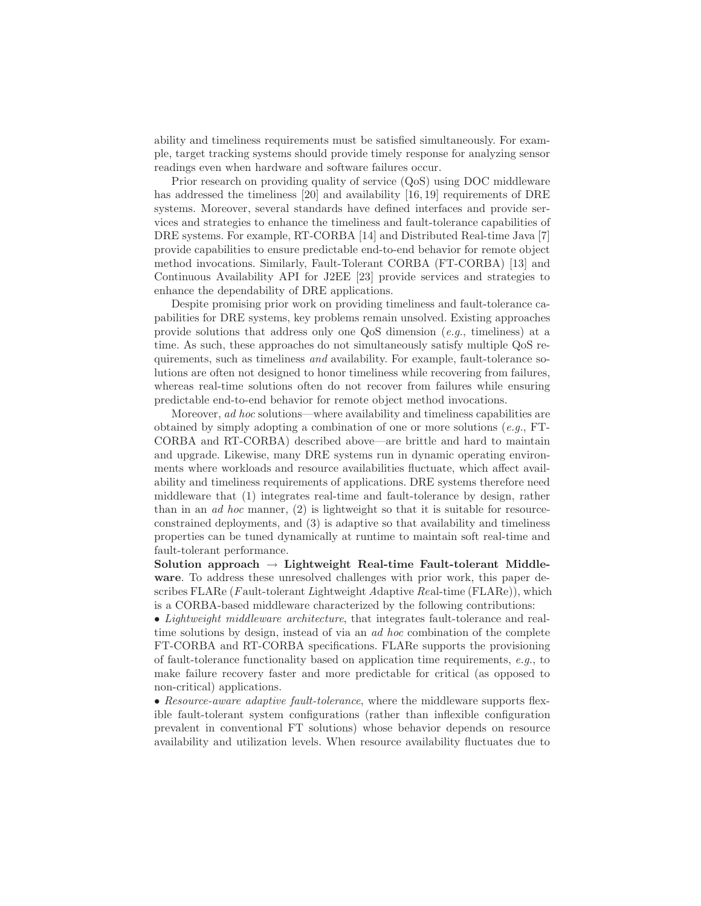ability and timeliness requirements must be satisfied simultaneously. For example, target tracking systems should provide timely response for analyzing sensor readings even when hardware and software failures occur.

Prior research on providing quality of service (QoS) using DOC middleware has addressed the timeliness [20] and availability [16, 19] requirements of DRE systems. Moreover, several standards have defined interfaces and provide services and strategies to enhance the timeliness and fault-tolerance capabilities of DRE systems. For example, RT-CORBA [14] and Distributed Real-time Java [7] provide capabilities to ensure predictable end-to-end behavior for remote object method invocations. Similarly, Fault-Tolerant CORBA (FT-CORBA) [13] and Continuous Availability API for J2EE [23] provide services and strategies to enhance the dependability of DRE applications.

Despite promising prior work on providing timeliness and fault-tolerance capabilities for DRE systems, key problems remain unsolved. Existing approaches provide solutions that address only one QoS dimension (*e.g.*, timeliness) at a time. As such, these approaches do not simultaneously satisfy multiple QoS requirements, such as timeliness *and* availability. For example, fault-tolerance solutions are often not designed to honor timeliness while recovering from failures, whereas real-time solutions often do not recover from failures while ensuring predictable end-to-end behavior for remote object method invocations.

Moreover, *ad hoc* solutions—where availability and timeliness capabilities are obtained by simply adopting a combination of one or more solutions (*e.g.*, FT-CORBA and RT-CORBA) described above—are brittle and hard to maintain and upgrade. Likewise, many DRE systems run in dynamic operating environments where workloads and resource availabilities fluctuate, which affect availability and timeliness requirements of applications. DRE systems therefore need middleware that (1) integrates real-time and fault-tolerance by design, rather than in an *ad hoc* manner, (2) is lightweight so that it is suitable for resource-constrained deployments, and (3) is adaptive so that availability and timeliness properties can be tuned dynamically at runtime to maintain soft real-time and fault-tolerant performance.

**Solution approach → Lightweight Real-time Fault-tolerant Middleware**. To address these unresolved challenges with prior work, this paper describes FLARe (*F*ault-tolerant *L*ightweight *A*daptive *Re*al-time (FLARe)), which is a CORBA-based middleware characterized by the following contributions:

- *Lightweight middleware architecture*, that integrates fault-tolerance and real-time solutions by design, instead of via an *ad hoc* combination of the complete FT-CORBA and RT-CORBA specifications. FLARe supports the provisioning of fault-tolerance functionality based on application time requirements, *e.g.*, to make failure recovery faster and more predictable for critical (as opposed to non-critical) applications.
- *Resource-aware adaptive fault-tolerance*, where the middleware supports flexible fault-tolerant system configurations (rather than inflexible configuration prevalent in conventional FT solutions) whose behavior depends on resource availability and utilization levels. When resource availability fluctuates due to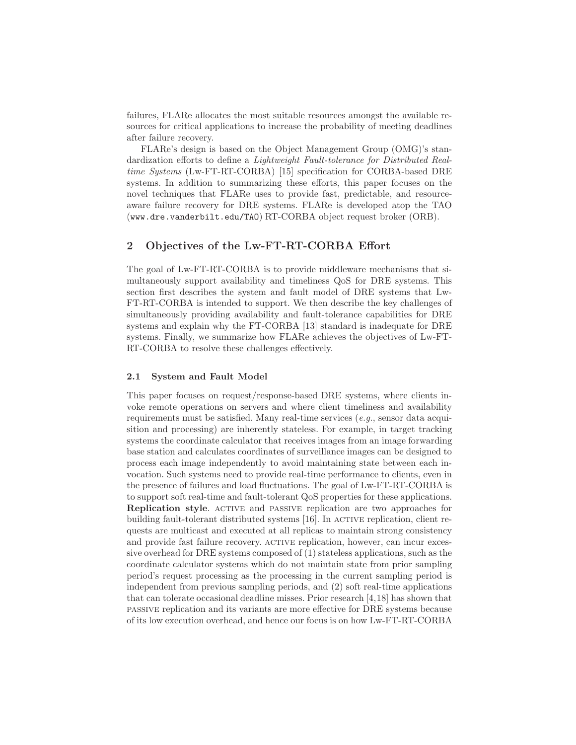failures, FLARe allocates the most suitable resources amongst the available resources for critical applications to increase the probability of meeting deadlines after failure recovery.

FLARe's design is based on the Object Management Group (OMG)'s standardization efforts to define a *Lightweight Fault-tolerance for Distributed Real-time Systems* (Lw-FT-RT-CORBA) [15] specification for CORBA-based DRE systems. In addition to summarizing these efforts, this paper focuses on the novel techniques that FLARe uses to provide fast, predictable, and resource-aware failure recovery for DRE systems. FLARe is developed atop the TAO (`www.dre.vanderbilt.edu/TAO`) RT-CORBA object request broker (ORB).

## 2 Objectives of the Lw-FT-RT-CORBA Effort

The goal of Lw-FT-RT-CORBA is to provide middleware mechanisms that simultaneously support availability and timeliness QoS for DRE systems. This section first describes the system and fault model of DRE systems that Lw-FT-RT-CORBA is intended to support. We then describe the key challenges of simultaneously providing availability and fault-tolerance capabilities for DRE systems and explain why the FT-CORBA [13] standard is inadequate for DRE systems. Finally, we summarize how FLARe achieves the objectives of Lw-FT-RT-CORBA to resolve these challenges effectively.

### 2.1 System and Fault Model

This paper focuses on request/response-based DRE systems, where clients invoke remote operations on servers and where client timeliness and availability requirements must be satisfied. Many real-time services (*e.g.*, sensor data acquisition and processing) are inherently stateless. For example, in target tracking systems the coordinate calculator that receives images from an image forwarding base station and calculates coordinates of surveillance images can be designed to process each image independently to avoid maintaining state between each invocation. Such systems need to provide real-time performance to clients, even in the presence of failures and load fluctuations. The goal of Lw-FT-RT-CORBA is to support soft real-time and fault-tolerant QoS properties for these applications.

**Replication style**. ACTIVE and PASSIVE replication are two approaches for building fault-tolerant distributed systems [16]. In ACTIVE replication, client requests are multicast and executed at all replicas to maintain strong consistency and provide fast failure recovery. ACTIVE replication, however, can incur excessive overhead for DRE systems composed of (1) stateless applications, such as the coordinate calculator systems which do not maintain state from prior sampling period's request processing as the processing in the current sampling period is independent from previous sampling periods, and (2) soft real-time applications that can tolerate occasional deadline misses. Prior research [4,18] has shown that PASSIVE replication and its variants are more effective for DRE systems because of its low execution overhead, and hence our focus is on how Lw-FT-RT-CORBA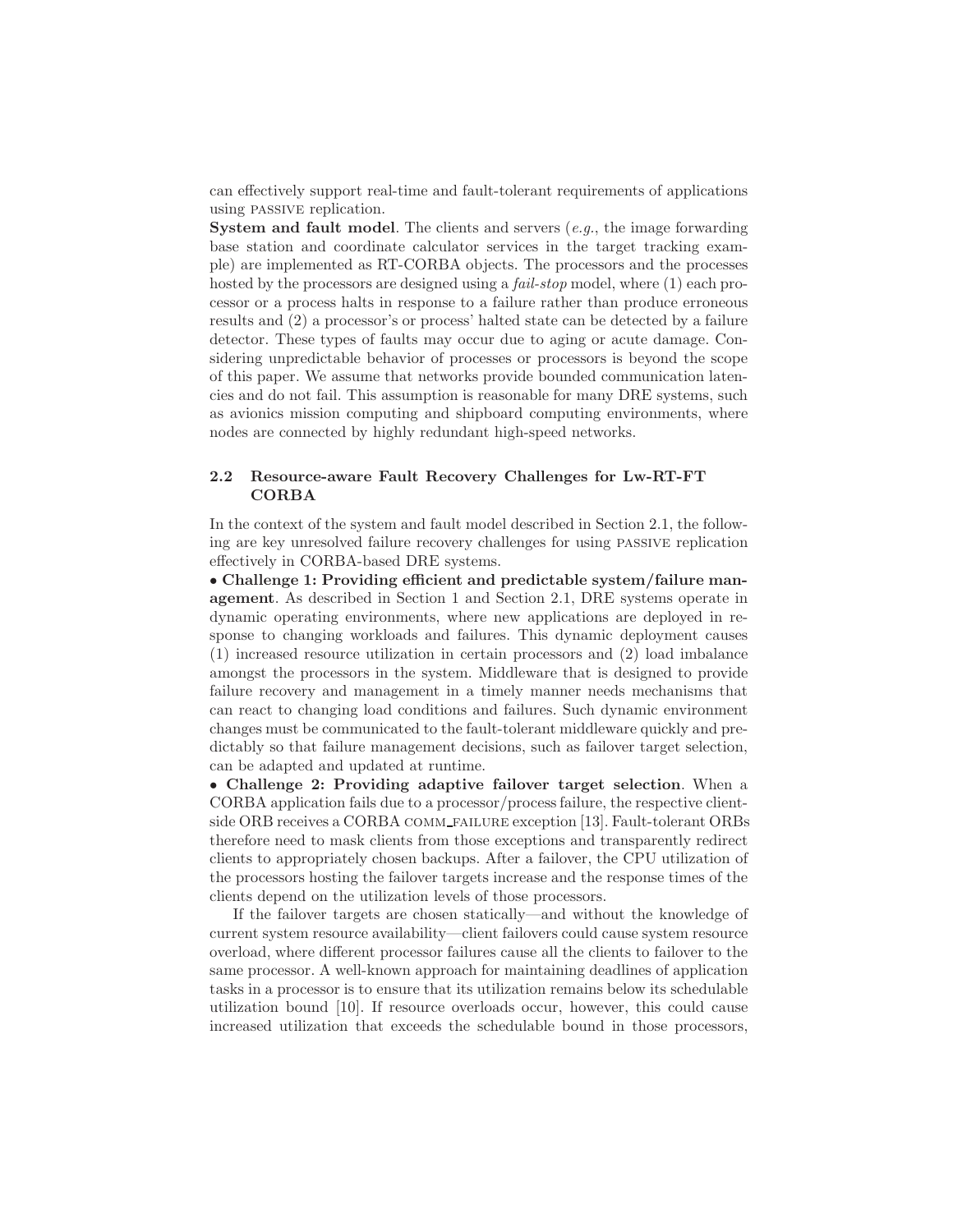can effectively support real-time and fault-tolerant requirements of applications using PASSIVE replication.

**System and fault model**. The clients and servers (*e.g.*, the image forwarding base station and coordinate calculator services in the target tracking example) are implemented as RT-CORBA objects. The processors and the processes hosted by the processors are designed using a *fail-stop* model, where (1) each processor or a process halts in response to a failure rather than produce erroneous results and (2) a processor's or process' halted state can be detected by a failure detector. These types of faults may occur due to aging or acute damage. Considering unpredictable behavior of processes or processors is beyond the scope of this paper. We assume that networks provide bounded communication latencies and do not fail. This assumption is reasonable for many DRE systems, such as avionics mission computing and shipboard computing environments, where nodes are connected by highly redundant high-speed networks.

### 2.2 Resource-aware Fault Recovery Challenges for Lw-RT-FT CORBA

In the context of the system and fault model described in Section 2.1, the following are key unresolved failure recovery challenges for using PASSIVE replication effectively in CORBA-based DRE systems.

• **Challenge 1: Providing efficient and predictable system/failure management**. As described in Section 1 and Section 2.1, DRE systems operate in dynamic operating environments, where new applications are deployed in response to changing workloads and failures. This dynamic deployment causes (1) increased resource utilization in certain processors and (2) load imbalance amongst the processors in the system. Middleware that is designed to provide failure recovery and management in a timely manner needs mechanisms that can react to changing load conditions and failures. Such dynamic environment changes must be communicated to the fault-tolerant middleware quickly and predictably so that failure management decisions, such as failover target selection, can be adapted and updated at runtime.

• **Challenge 2: Providing adaptive failover target selection**. When a CORBA application fails due to a processor/process failure, the respective client-side ORB receives a CORBA COMM_FAILURE exception [13]. Fault-tolerant ORBs therefore need to mask clients from those exceptions and transparently redirect clients to appropriately chosen backups. After a failover, the CPU utilization of the processors hosting the failover targets increase and the response times of the clients depend on the utilization levels of those processors.

If the failover targets are chosen statically—and without the knowledge of current system resource availability—client failovers could cause system resource overload, where different processor failures cause all the clients to failover to the same processor. A well-known approach for maintaining deadlines of application tasks in a processor is to ensure that its utilization remains below its schedulable utilization bound [10]. If resource overloads occur, however, this could cause increased utilization that exceeds the schedulable bound in those processors,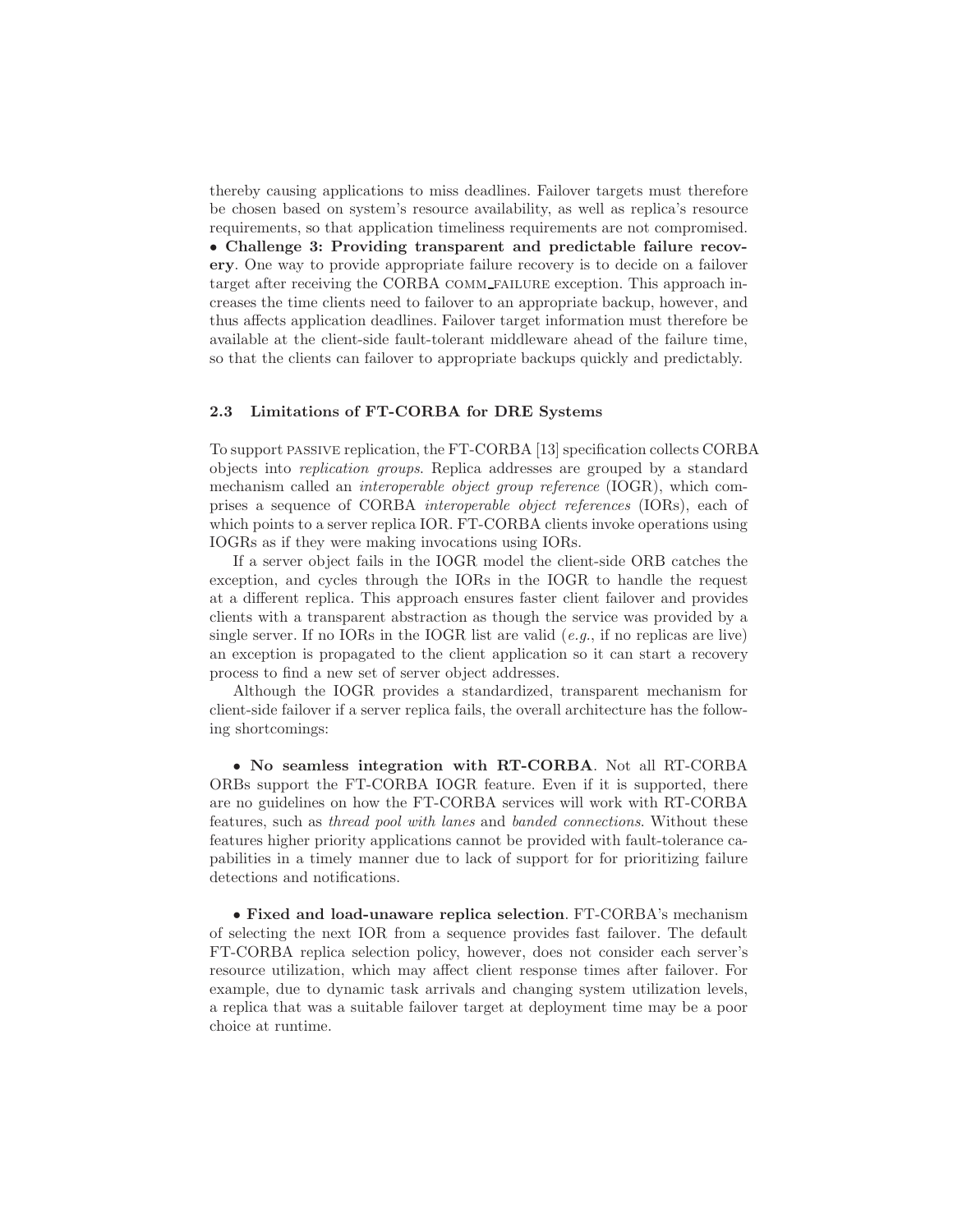thereby causing applications to miss deadlines. Failover targets must therefore be chosen based on system's resource availability, as well as replica's resource requirements, so that application timeliness requirements are not compromised.

• **Challenge 3: Providing transparent and predictable failure recovery**. One way to provide appropriate failure recovery is to decide on a failover target after receiving the CORBA COMM_FAILURE exception. This approach increases the time clients need to failover to an appropriate backup, however, and thus affects application deadlines. Failover target information must therefore be available at the client-side fault-tolerant middleware ahead of the failure time, so that the clients can failover to appropriate backups quickly and predictably.

### 2.3 Limitations of FT-CORBA for DRE Systems

To support PASSIVE replication, the FT-CORBA [13] specification collects CORBA objects into *replication groups*. Replica addresses are grouped by a standard mechanism called an *interoperable object group reference* (IOGR), which comprises a sequence of CORBA *interoperable object references* (IORs), each of which points to a server replica IOR. FT-CORBA clients invoke operations using IOGRs as if they were making invocations using IORs.

If a server object fails in the IOGR model the client-side ORB catches the exception, and cycles through the IORs in the IOGR to handle the request at a different replica. This approach ensures faster client failover and provides clients with a transparent abstraction as though the service was provided by a single server. If no IORs in the IOGR list are valid (*e.g.*, if no replicas are live) an exception is propagated to the client application so it can start a recovery process to find a new set of server object addresses.

Although the IOGR provides a standardized, transparent mechanism for client-side failover if a server replica fails, the overall architecture has the following shortcomings:

• **No seamless integration with RT-CORBA**. Not all RT-CORBA ORBs support the FT-CORBA IOGR feature. Even if it is supported, there are no guidelines on how the FT-CORBA services will work with RT-CORBA features, such as *thread pool with lanes* and *banded connections*. Without these features higher priority applications cannot be provided with fault-tolerance capabilities in a timely manner due to lack of support for for prioritizing failure detections and notifications.

• **Fixed and load-unaware replica selection**. FT-CORBA's mechanism of selecting the next IOR from a sequence provides fast failover. The default FT-CORBA replica selection policy, however, does not consider each server's resource utilization, which may affect client response times after failover. For example, due to dynamic task arrivals and changing system utilization levels, a replica that was a suitable failover target at deployment time may be a poor choice at runtime.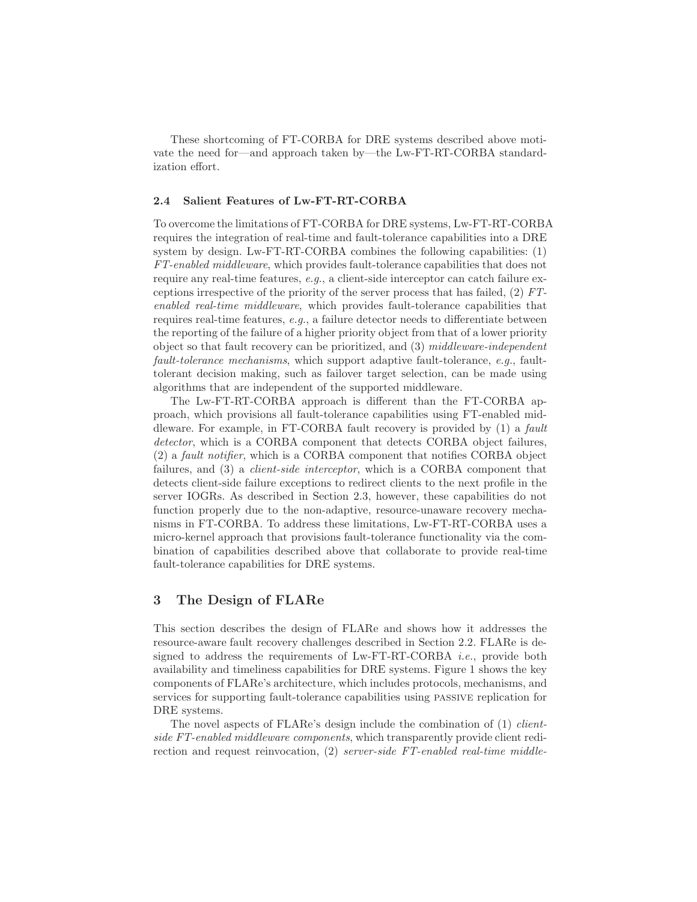These shortcoming of FT-CORBA for DRE systems described above motivate the need for—and approach taken by—the Lw-FT-RT-CORBA standardization effort.

### 2.4 Salient Features of Lw-FT-RT-CORBA

To overcome the limitations of FT-CORBA for DRE systems, Lw-FT-RT-CORBA requires the integration of real-time and fault-tolerance capabilities into a DRE system by design. Lw-FT-RT-CORBA combines the following capabilities: (1) *FT-enabled middleware*, which provides fault-tolerance capabilities that does not require any real-time features, *e.g.*, a client-side interceptor can catch failure exceptions irrespective of the priority of the server process that has failed, (2) *FT-enabled real-time middleware*, which provides fault-tolerance capabilities that requires real-time features, *e.g.*, a failure detector needs to differentiate between the reporting of the failure of a higher priority object from that of a lower priority object so that fault recovery can be prioritized, and (3) *middleware-independent fault-tolerance mechanisms*, which support adaptive fault-tolerance, *e.g.*, fault-tolerant decision making, such as failover target selection, can be made using algorithms that are independent of the supported middleware.

The Lw-FT-RT-CORBA approach is different than the FT-CORBA approach, which provisions all fault-tolerance capabilities using FT-enabled middleware. For example, in FT-CORBA fault recovery is provided by (1) a *fault detector*, which is a CORBA component that detects CORBA object failures, (2) a *fault notifier*, which is a CORBA component that notifies CORBA object failures, and (3) a *client-side interceptor*, which is a CORBA component that detects client-side failure exceptions to redirect clients to the next profile in the server IOGRs. As described in Section 2.3, however, these capabilities do not function properly due to the non-adaptive, resource-unaware recovery mechanisms in FT-CORBA. To address these limitations, Lw-FT-RT-CORBA uses a micro-kernel approach that provisions fault-tolerance functionality via the combination of capabilities described above that collaborate to provide real-time fault-tolerance capabilities for DRE systems.

## 3 The Design of FLARe

This section describes the design of FLARe and shows how it addresses the resource-aware fault recovery challenges described in Section 2.2. FLARe is designed to address the requirements of Lw-FT-RT-CORBA *i.e.*, provide both availability and timeliness capabilities for DRE systems. Figure 1 shows the key components of FLARe's architecture, which includes protocols, mechanisms, and services for supporting fault-tolerance capabilities using PASSIVE replication for DRE systems.

The novel aspects of FLARe's design include the combination of (1) *client-side FT-enabled middleware components*, which transparently provide client redirection and request reinvocation, (2) *server-side FT-enabled real-time middle-*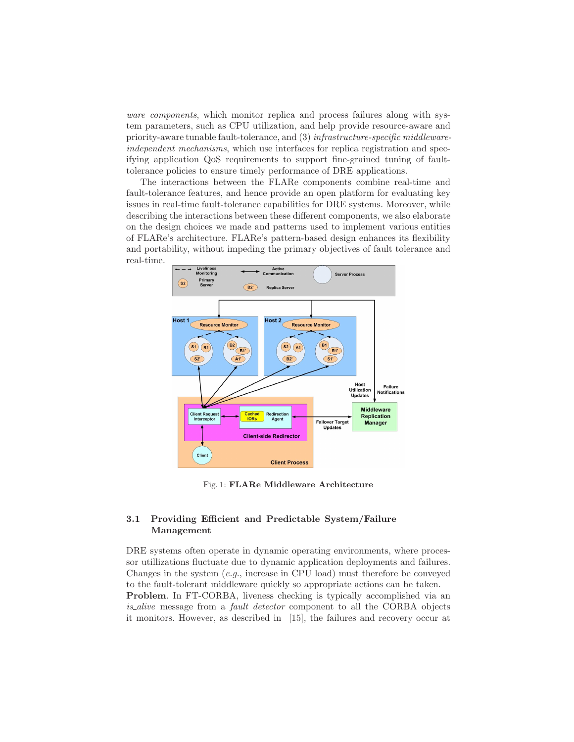*ware components*, which monitor replica and process failures along with system parameters, such as CPU utilization, and help provide resource-aware and priority-aware tunable fault-tolerance, and (3) *infrastructure-specific middleware-independent mechanisms*, which use interfaces for replica registration and specifying application QoS requirements to support fine-grained tuning of fault-tolerance policies to ensure timely performance of DRE applications.

The interactions between the FLARe components combine real-time and fault-tolerance features, and hence provide an open platform for evaluating key issues in real-time fault-tolerance capabilities for DRE systems. Moreover, while describing the interactions between these different components, we also elaborate on the design choices we made and patterns used to implement various entities of FLARe's architecture. FLARe's pattern-based design enhances its flexibility and portability, without impeding the primary objectives of fault tolerance and real-time.

Fig. 1: **FLARe Middleware Architecture**

### 3.1 Providing Efficient and Predictable System/Failure Management

DRE systems often operate in dynamic operating environments, where processor utillizations fluctuate due to dynamic application deployments and failures. Changes in the system (*e.g.*, increase in CPU load) must therefore be conveyed to the fault-tolerant middleware quickly so appropriate actions can be taken.

**Problem**. In FT-CORBA, liveness checking is typically accomplished via an *is_alive* message from a *fault detector* component to all the CORBA objects it monitors. However, as described in [15], the failures and recovery occur at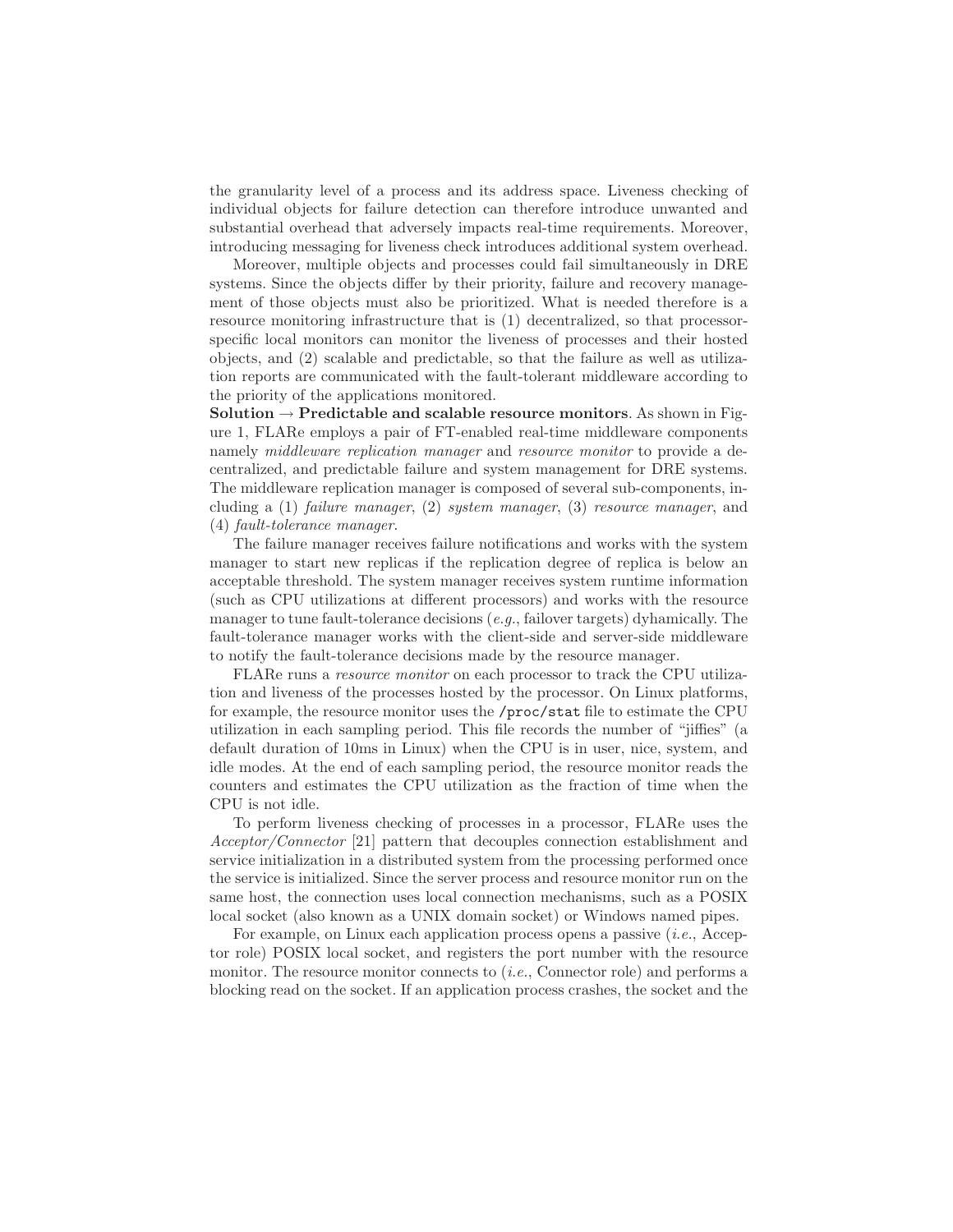the granularity level of a process and its address space. Liveness checking of individual objects for failure detection can therefore introduce unwanted and substantial overhead that adversely impacts real-time requirements. Moreover, introducing messaging for liveness check introduces additional system overhead.

Moreover, multiple objects and processes could fail simultaneously in DRE systems. Since the objects differ by their priority, failure and recovery management of those objects must also be prioritized. What is needed therefore is a resource monitoring infrastructure that is (1) decentralized, so that processor-specific local monitors can monitor the liveness of processes and their hosted objects, and (2) scalable and predictable, so that the failure as well as utilization reports are communicated with the fault-tolerant middleware according to the priority of the applications monitored.

**Solution → Predictable and scalable resource monitors**. As shown in Figure 1, FLARe employs a pair of FT-enabled real-time middleware components namely *middleware replication manager* and *resource monitor* to provide a decentralized, and predictable failure and system management for DRE systems. The middleware replication manager is composed of several sub-components, including a (1) *failure manager*, (2) *system manager*, (3) *resource manager*, and (4) *fault-tolerance manager*.

The failure manager receives failure notifications and works with the system manager to start new replicas if the replication degree of replica is below an acceptable threshold. The system manager receives system runtime information (such as CPU utilizations at different processors) and works with the resource manager to tune fault-tolerance decisions (*e.g.*, failover targets) dyhamically. The fault-tolerance manager works with the client-side and server-side middleware to notify the fault-tolerance decisions made by the resource manager.

FLARe runs a *resource monitor* on each processor to track the CPU utilization and liveness of the processes hosted by the processor. On Linux platforms, for example, the resource monitor uses the `/proc/stat` file to estimate the CPU utilization in each sampling period. This file records the number of "jiffies" (a default duration of 10ms in Linux) when the CPU is in user, nice, system, and idle modes. At the end of each sampling period, the resource monitor reads the counters and estimates the CPU utilization as the fraction of time when the CPU is not idle.

To perform liveness checking of processes in a processor, FLARe uses the *Acceptor/Connector* [21] pattern that decouples connection establishment and service initialization in a distributed system from the processing performed once the service is initialized. Since the server process and resource monitor run on the same host, the connection uses local connection mechanisms, such as a POSIX local socket (also known as a UNIX domain socket) or Windows named pipes.

For example, on Linux each application process opens a passive (*i.e.*, Acceptor role) POSIX local socket, and registers the port number with the resource monitor. The resource monitor connects to (*i.e.*, Connector role) and performs a blocking read on the socket. If an application process crashes, the socket and the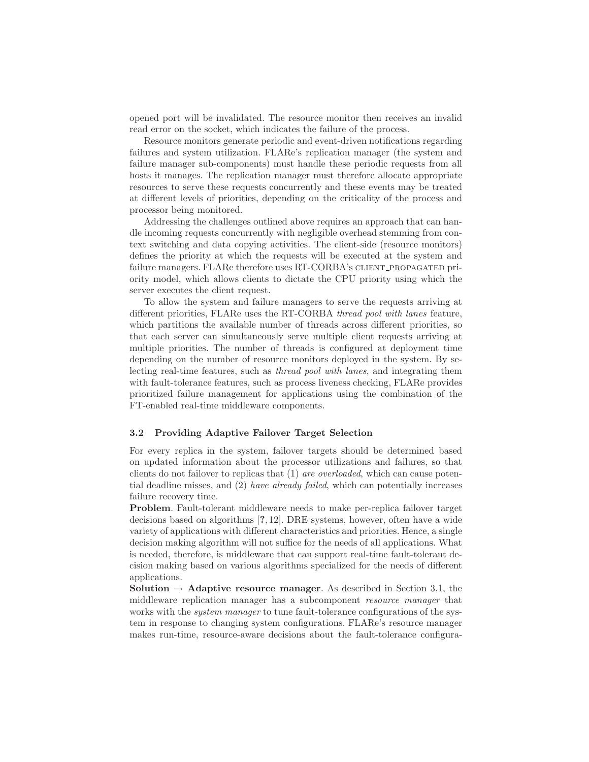opened port will be invalidated. The resource monitor then receives an invalid read error on the socket, which indicates the failure of the process.

Resource monitors generate periodic and event-driven notifications regarding failures and system utilization. FLARe's replication manager (the system and failure manager sub-components) must handle these periodic requests from all hosts it manages. The replication manager must therefore allocate appropriate resources to serve these requests concurrently and these events may be treated at different levels of priorities, depending on the criticality of the process and processor being monitored.

Addressing the challenges outlined above requires an approach that can handle incoming requests concurrently with negligible overhead stemming from context switching and data copying activities. The client-side (resource monitors) defines the priority at which the requests will be executed at the system and failure managers. FLARe therefore uses RT-CORBA's CLIENT_PROPAGATED priority model, which allows clients to dictate the CPU priority using which the server executes the client request.

To allow the system and failure managers to serve the requests arriving at different priorities, FLARe uses the RT-CORBA *thread pool with lanes* feature, which partitions the available number of threads across different priorities, so that each server can simultaneously serve multiple client requests arriving at multiple priorities. The number of threads is configured at deployment time depending on the number of resource monitors deployed in the system. By selecting real-time features, such as *thread pool with lanes*, and integrating them with fault-tolerance features, such as process liveness checking, FLARe provides prioritized failure management for applications using the combination of the FT-enabled real-time middleware components.

### 3.2 Providing Adaptive Failover Target Selection

For every replica in the system, failover targets should be determined based on updated information about the processor utilizations and failures, so that clients do not failover to replicas that (1) *are overloaded*, which can cause potential deadline misses, and (2) *have already failed*, which can potentially increases failure recovery time.

**Problem**. Fault-tolerant middleware needs to make per-replica failover target decisions based on algorithms [?, 12]. DRE systems, however, often have a wide variety of applications with different characteristics and priorities. Hence, a single decision making algorithm will not suffice for the needs of all applications. What is needed, therefore, is middleware that can support real-time fault-tolerant decision making based on various algorithms specialized for the needs of different applications.

**Solution → Adaptive resource manager**. As described in Section 3.1, the middleware replication manager has a subcomponent *resource manager* that works with the *system manager* to tune fault-tolerance configurations of the system in response to changing system configurations. FLARe's resource manager makes run-time, resource-aware decisions about the fault-tolerance configura-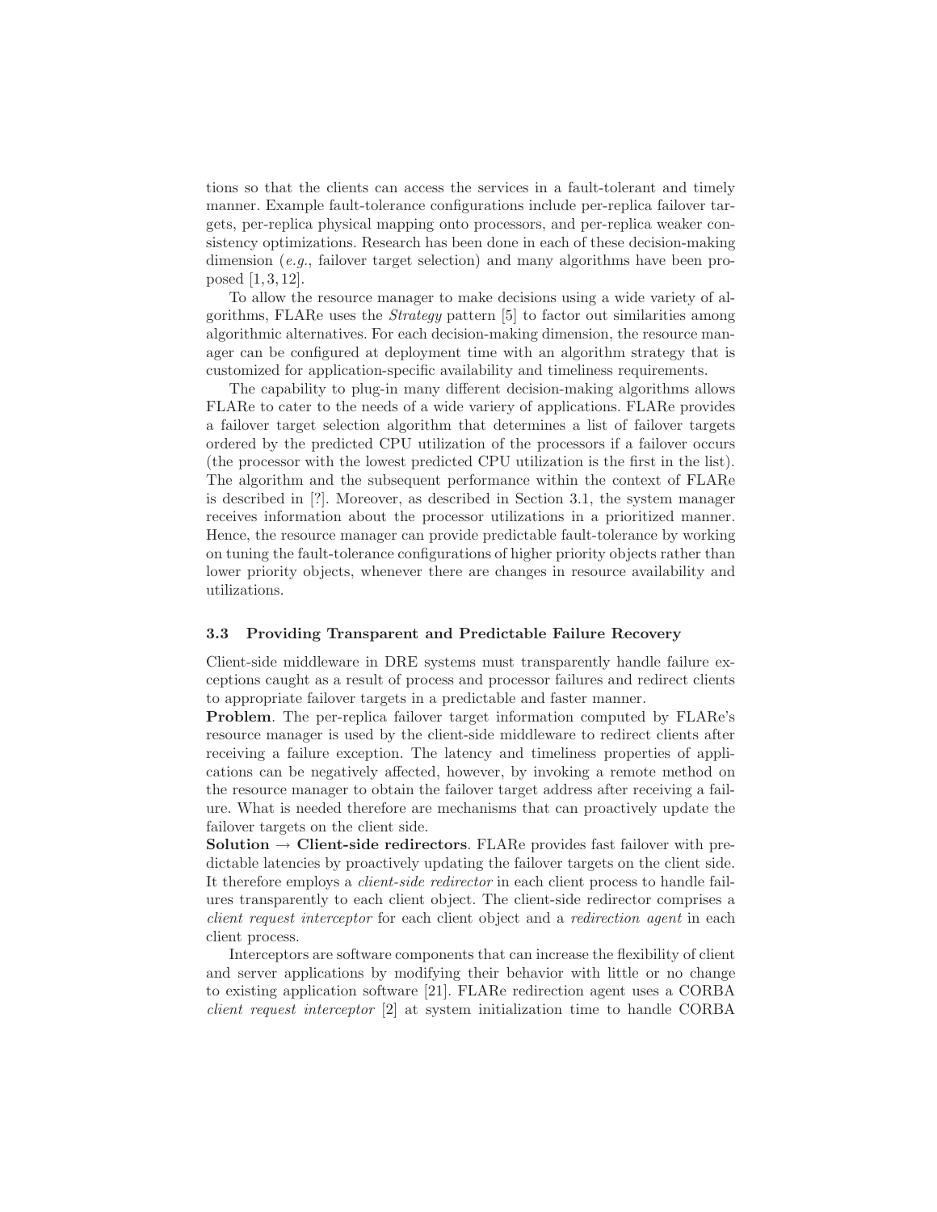tions so that the clients can access the services in a fault-tolerant and timely manner. Example fault-tolerance configurations include per-replica failover targets, per-replica physical mapping onto processors, and per-replica weaker consistency optimizations. Research has been done in each of these decision-making dimension (*e.g.*, failover target selection) and many algorithms have been proposed [1, 3, 12].

To allow the resource manager to make decisions using a wide variety of algorithms, FLARe uses the *Strategy* pattern [5] to factor out similarities among algorithmic alternatives. For each decision-making dimension, the resource manager can be configured at deployment time with an algorithm strategy that is customized for application-specific availability and timeliness requirements.

The capability to plug-in many different decision-making algorithms allows FLARe to cater to the needs of a wide variey of applications. FLARe provides a failover target selection algorithm that determines a list of failover targets ordered by the predicted CPU utilization of the processors if a failover occurs (the processor with the lowest predicted CPU utilization is the first in the list). The algorithm and the subsequent performance within the context of FLARe is described in [?]. Moreover, as described in Section 3.1, the system manager receives information about the processor utilizations in a prioritized manner. Hence, the resource manager can provide predictable fault-tolerance by working on tuning the fault-tolerance configurations of higher priority objects rather than lower priority objects, whenever there are changes in resource availability and utilizations.

### 3.3 Providing Transparent and Predictable Failure Recovery

Client-side middleware in DRE systems must transparently handle failure exceptions caught as a result of process and processor failures and redirect clients to appropriate failover targets in a predictable and faster manner.

**Problem**. The per-replica failover target information computed by FLARe's resource manager is used by the client-side middleware to redirect clients after receiving a failure exception. The latency and timeliness properties of applications can be negatively affected, however, by invoking a remote method on the resource manager to obtain the failover target address after receiving a failure. What is needed therefore are mechanisms that can proactively update the failover targets on the client side.

**Solution → Client-side redirectors**. FLARe provides fast failover with predictable latencies by proactively updating the failover targets on the client side. It therefore employs a *client-side redirector* in each client process to handle failures transparently to each client object. The client-side redirector comprises a *client request interceptor* for each client object and a *redirection agent* in each client process.

Interceptors are software components that can increase the flexibility of client and server applications by modifying their behavior with little or no change to existing application software [21]. FLARe redirection agent uses a CORBA *client request interceptor* [2] at system initialization time to handle CORBA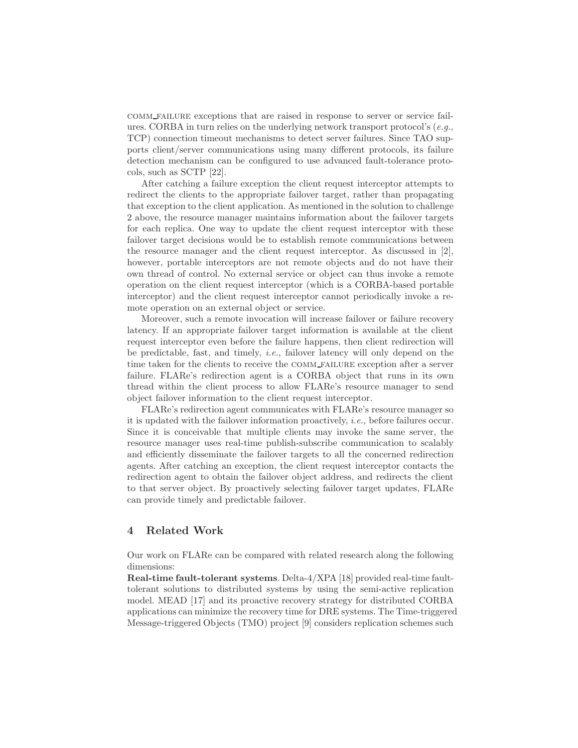COMM_FAILURE exceptions that are raised in response to server or service failures. CORBA in turn relies on the underlying network transport protocol's (*e.g.*, TCP) connection timeout mechanisms to detect server failures. Since TAO supports client/server communications using many different protocols, its failure detection mechanism can be configured to use advanced fault-tolerance protocols, such as SCTP [22].

After catching a failure exception the client request interceptor attempts to redirect the clients to the appropriate failover target, rather than propagating that exception to the client application. As mentioned in the solution to challenge 2 above, the resource manager maintains information about the failover targets for each replica. One way to update the client request interceptor with these failover target decisions would be to establish remote communications between the resource manager and the client request interceptor. As discussed in [2], however, portable interceptors are not remote objects and do not have their own thread of control. No external service or object can thus invoke a remote operation on the client request interceptor (which is a CORBA-based portable interceptor) and the client request interceptor cannot periodically invoke a remote operation on an external object or service.

Moreover, such a remote invocation will increase failover or failure recovery latency. If an appropriate failover target information is available at the client request interceptor even before the failure happens, then client redirection will be predictable, fast, and timely, *i.e.*, failover latency will only depend on the time taken for the clients to receive the COMM_FAILURE exception after a server failure. FLARe's redirection agent is a CORBA object that runs in its own thread within the client process to allow FLARe's resource manager to send object failover information to the client request interceptor.

FLARe's redirection agent communicates with FLARe's resource manager so it is updated with the failover information proactively, *i.e.*, before failures occur. Since it is conceivable that multiple clients may invoke the same server, the resource manager uses real-time publish-subscribe communication to scalably and efficiently disseminate the failover targets to all the concerned redirection agents. After catching an exception, the client request interceptor contacts the redirection agent to obtain the failover object address, and redirects the client to that server object. By proactively selecting failover target updates, FLARe can provide timely and predictable failover.

## 4 Related Work

Our work on FLARe can be compared with related research along the following dimensions:

**Real-time fault-tolerant systems**. Delta-4/XPA [18] provided real-time fault-tolerant solutions to distributed systems by using the semi-active replication model. MEAD [17] and its proactive recovery strategy for distributed CORBA applications can minimize the recovery time for DRE systems. The Time-triggered Message-triggered Objects (TMO) project [9] considers replication schemes such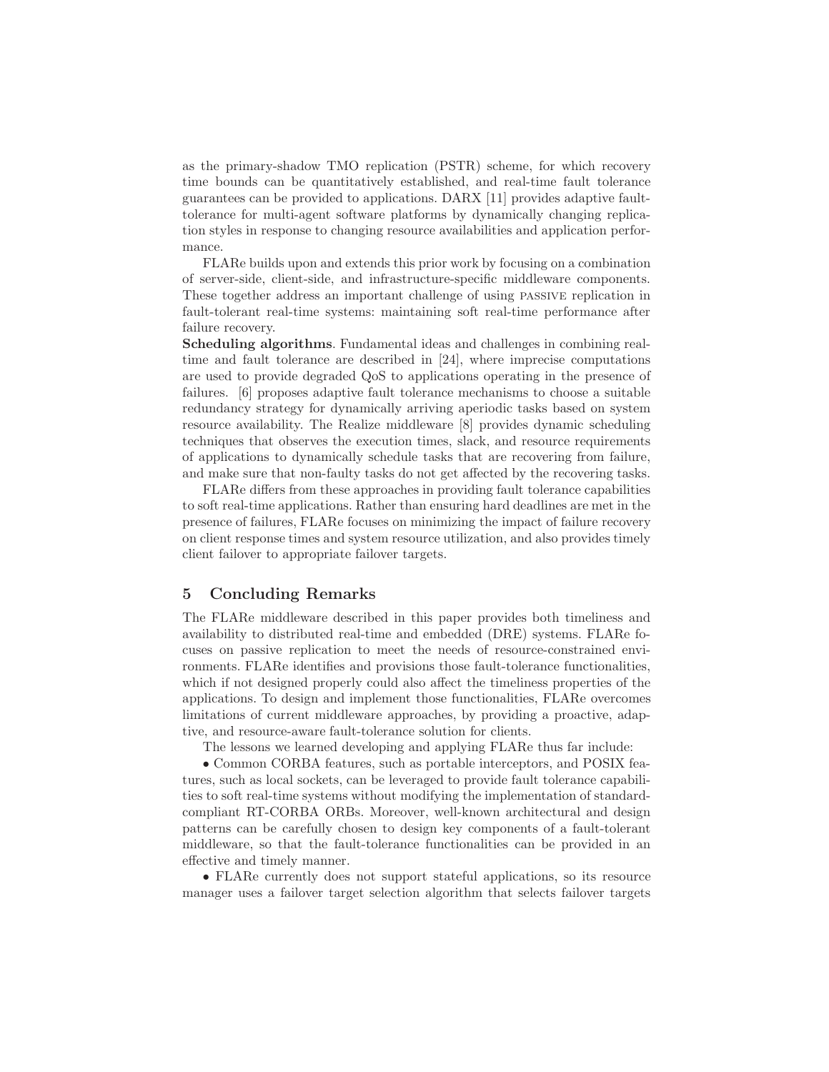as the primary-shadow TMO replication (PSTR) scheme, for which recovery time bounds can be quantitatively established, and real-time fault tolerance guarantees can be provided to applications. DARX [11] provides adaptive fault-tolerance for multi-agent software platforms by dynamically changing replication styles in response to changing resource availabilities and application performance.

FLARe builds upon and extends this prior work by focusing on a combination of server-side, client-side, and infrastructure-specific middleware components. These together address an important challenge of using PASSIVE replication in fault-tolerant real-time systems: maintaining soft real-time performance after failure recovery.

**Scheduling algorithms**. Fundamental ideas and challenges in combining real-time and fault tolerance are described in [24], where imprecise computations are used to provide degraded QoS to applications operating in the presence of failures. [6] proposes adaptive fault tolerance mechanisms to choose a suitable redundancy strategy for dynamically arriving aperiodic tasks based on system resource availability. The Realize middleware [8] provides dynamic scheduling techniques that observes the execution times, slack, and resource requirements of applications to dynamically schedule tasks that are recovering from failure, and make sure that non-faulty tasks do not get affected by the recovering tasks.

FLARe differs from these approaches in providing fault tolerance capabilities to soft real-time applications. Rather than ensuring hard deadlines are met in the presence of failures, FLARe focuses on minimizing the impact of failure recovery on client response times and system resource utilization, and also provides timely client failover to appropriate failover targets.

## 5 Concluding Remarks

The FLARe middleware described in this paper provides both timeliness and availability to distributed real-time and embedded (DRE) systems. FLARe focuses on passive replication to meet the needs of resource-constrained environments. FLARe identifies and provisions those fault-tolerance functionalities, which if not designed properly could also affect the timeliness properties of the applications. To design and implement those functionalities, FLARe overcomes limitations of current middleware approaches, by providing a proactive, adaptive, and resource-aware fault-tolerance solution for clients.

The lessons we learned developing and applying FLARe thus far include:

- Common CORBA features, such as portable interceptors, and POSIX features, such as local sockets, can be leveraged to provide fault tolerance capabilities to soft real-time systems without modifying the implementation of standard-compliant RT-CORBA ORBs. Moreover, well-known architectural and design patterns can be carefully chosen to design key components of a fault-tolerant middleware, so that the fault-tolerance functionalities can be provided in an effective and timely manner.
- FLARe currently does not support stateful applications, so its resource manager uses a failover target selection algorithm that selects failover targets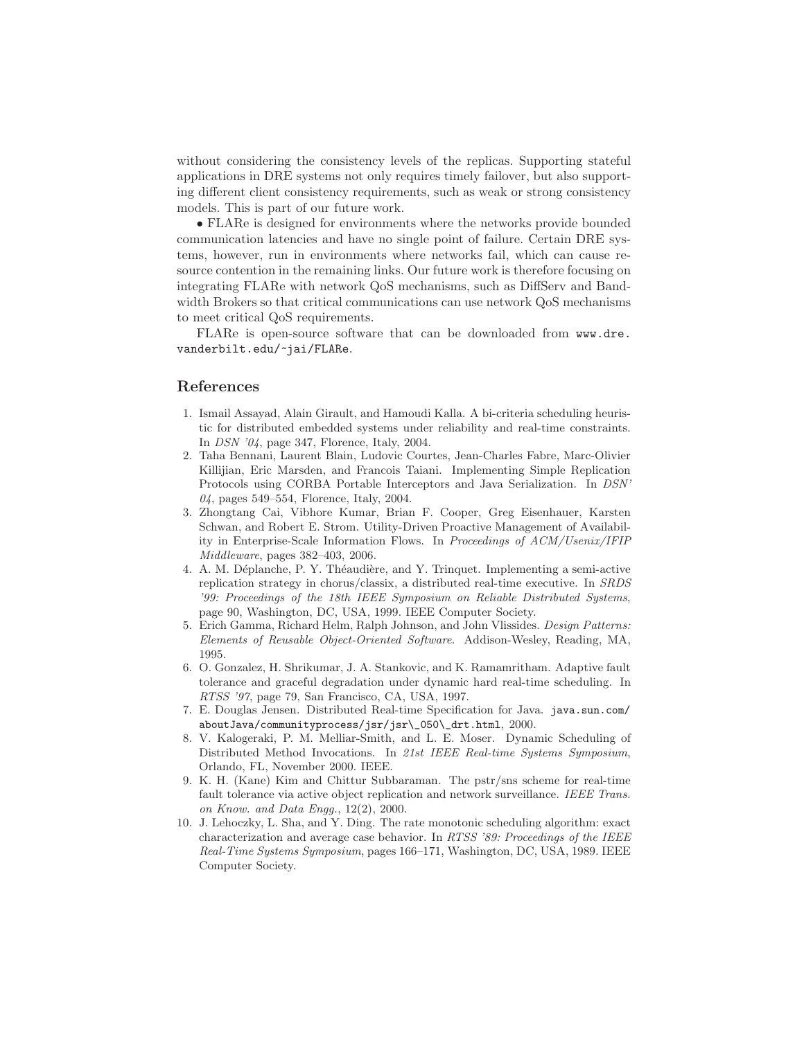without considering the consistency levels of the replicas. Supporting stateful applications in DRE systems not only requires timely failover, but also supporting different client consistency requirements, such as weak or strong consistency models. This is part of our future work.

• FLARe is designed for environments where the networks provide bounded communication latencies and have no single point of failure. Certain DRE systems, however, run in environments where networks fail, which can cause resource contention in the remaining links. Our future work is therefore focusing on integrating FLARe with network QoS mechanisms, such as DiffServ and Bandwidth Brokers so that critical communications can use network QoS mechanisms to meet critical QoS requirements.

FLARe is open-source software that can be downloaded from `www.dre.vanderbilt.edu/~jai/FLARe`.

## References

1. Ismail Assayad, Alain Girault, and Hamoudi Kalla. A bi-criteria scheduling heuristic for distributed embedded systems under reliability and real-time constraints. In *DSN '04*, page 347, Florence, Italy, 2004.
2. Taha Bennani, Laurent Blain, Ludovic Courtes, Jean-Charles Fabre, Marc-Olivier Killijian, Eric Marsden, and Francois Taiani. Implementing Simple Replication Protocols using CORBA Portable Interceptors and Java Serialization. In *DSN' 04*, pages 549–554, Florence, Italy, 2004.
3. Zhongtang Cai, Vibhore Kumar, Brian F. Cooper, Greg Eisenhauer, Karsten Schwan, and Robert E. Strom. Utility-Driven Proactive Management of Availability in Enterprise-Scale Information Flows. In *Proceedings of ACM/Usenix/IFIP Middleware*, pages 382–403, 2006.
4. A. M. Déplanche, P. Y. Théaudière, and Y. Trinquet. Implementing a semi-active replication strategy in chorus/classix, a distributed real-time executive. In *SRDS '99: Proceedings of the 18th IEEE Symposium on Reliable Distributed Systems*, page 90, Washington, DC, USA, 1999. IEEE Computer Society.
5. Erich Gamma, Richard Helm, Ralph Johnson, and John Vlissides. *Design Patterns: Elements of Reusable Object-Oriented Software*. Addison-Wesley, Reading, MA, 1995.
6. O. Gonzalez, H. Shrikumar, J. A. Stankovic, and K. Ramamritham. Adaptive fault tolerance and graceful degradation under dynamic hard real-time scheduling. In *RTSS '97*, page 79, San Francisco, CA, USA, 1997.
7. E. Douglas Jensen. Distributed Real-time Specification for Java. `java.sun.com/aboutJava/communityprocess/jsr/jsr\_050\_drt.html`, 2000.
8. V. Kalogeraki, P. M. Melliar-Smith, and L. E. Moser. Dynamic Scheduling of Distributed Method Invocations. In *21st IEEE Real-time Systems Symposium*, Orlando, FL, November 2000. IEEE.
9. K. H. (Kane) Kim and Chittur Subbaraman. The pstr/sns scheme for real-time fault tolerance via active object replication and network surveillance. *IEEE Trans. on Know. and Data Engg.*, 12(2), 2000.
10. J. Lehoczky, L. Sha, and Y. Ding. The rate monotonic scheduling algorithm: exact characterization and average case behavior. In *RTSS '89: Proceedings of the IEEE Real-Time Systems Symposium*, pages 166–171, Washington, DC, USA, 1989. IEEE Computer Society.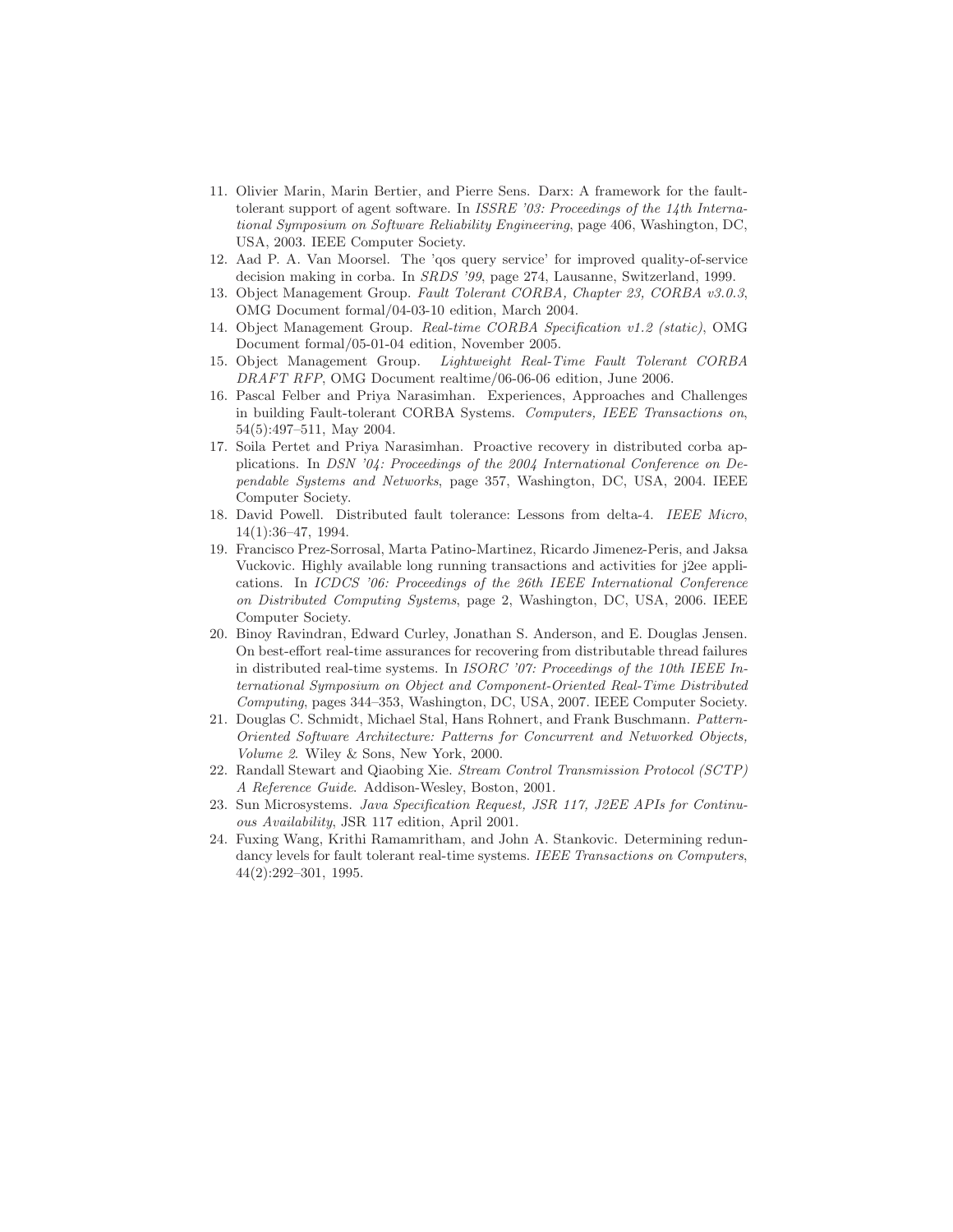11. Olivier Marin, Marin Bertier, and Pierre Sens. Darx: A framework for the fault-tolerant support of agent software. In *ISSRE '03: Proceedings of the 14th International Symposium on Software Reliability Engineering*, page 406, Washington, DC, USA, 2003. IEEE Computer Society.
12. Aad P. A. Van Moorsel. The 'qos query service' for improved quality-of-service decision making in corba. In *SRDS '99*, page 274, Lausanne, Switzerland, 1999.
13. Object Management Group. *Fault Tolerant CORBA, Chapter 23, CORBA v3.0.3*, OMG Document formal/04-03-10 edition, March 2004.
14. Object Management Group. *Real-time CORBA Specification v1.2 (static)*, OMG Document formal/05-01-04 edition, November 2005.
15. Object Management Group. *Lightweight Real-Time Fault Tolerant CORBA DRAFT RFP*, OMG Document realtime/06-06-06 edition, June 2006.
16. Pascal Felber and Priya Narasimhan. Experiences, Approaches and Challenges in building Fault-tolerant CORBA Systems. *Computers, IEEE Transactions on*, 54(5):497–511, May 2004.
17. Soila Pertet and Priya Narasimhan. Proactive recovery in distributed corba applications. In *DSN '04: Proceedings of the 2004 International Conference on Dependable Systems and Networks*, page 357, Washington, DC, USA, 2004. IEEE Computer Society.
18. David Powell. Distributed fault tolerance: Lessons from delta-4. *IEEE Micro*, 14(1):36–47, 1994.
19. Francisco Prez-Sorrosal, Marta Patino-Martinez, Ricardo Jimenez-Peris, and Jaksa Vuckovic. Highly available long running transactions and activities for j2ee applications. In *ICDCS '06: Proceedings of the 26th IEEE International Conference on Distributed Computing Systems*, page 2, Washington, DC, USA, 2006. IEEE Computer Society.
20. Binoy Ravindran, Edward Curley, Jonathan S. Anderson, and E. Douglas Jensen. On best-effort real-time assurances for recovering from distributable thread failures in distributed real-time systems. In *ISORC '07: Proceedings of the 10th IEEE International Symposium on Object and Component-Oriented Real-Time Distributed Computing*, pages 344–353, Washington, DC, USA, 2007. IEEE Computer Society.
21. Douglas C. Schmidt, Michael Stal, Hans Rohnert, and Frank Buschmann. *Pattern-Oriented Software Architecture: Patterns for Concurrent and Networked Objects, Volume 2*. Wiley & Sons, New York, 2000.
22. Randall Stewart and Qiaobing Xie. *Stream Control Transmission Protocol (SCTP) A Reference Guide*. Addison-Wesley, Boston, 2001.
23. Sun Microsystems. *Java Specification Request, JSR 117, J2EE APIs for Continuous Availability*, JSR 117 edition, April 2001.
24. Fuxing Wang, Krithi Ramamritham, and John A. Stankovic. Determining redundancy levels for fault tolerant real-time systems. *IEEE Transactions on Computers*, 44(2):292–301, 1995.